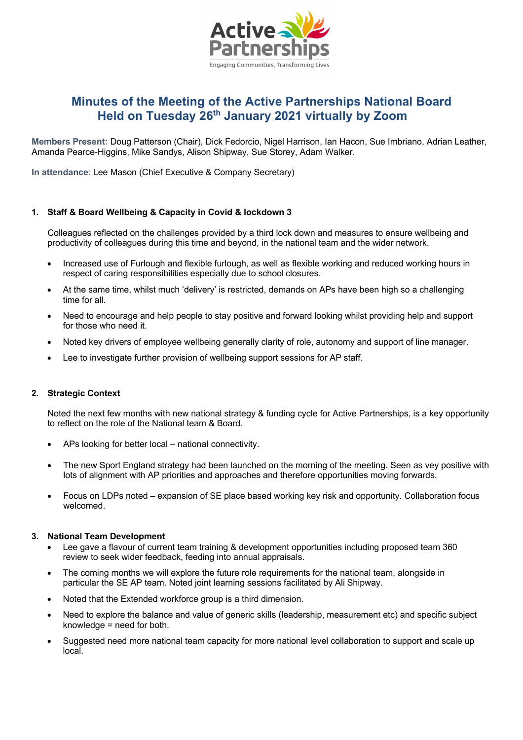# Minutes of the Meeting of the Active Partnerships National Board Held on Tuesday 26th January 2021 virtually by Zoom

**Members Present:** Doug Patterson (Chair), Dick Fedorcio, Nigel Harrison, Ian Hacon, Sue Imbriano, Adrian Leather, Amanda Pearce-Higgins, Mike Sandys, Alison Shipway, Sue Storey, Adam Walker.

**In attendance**: Lee Mason (Chief Executive & Company Secretary)

## 1. Staff & Board Wellbeing & Capacity in Covid & lockdown 3

Colleagues reflected on the challenges provided by a third lock down and measures to ensure wellbeing and productivity of colleagues during this time and beyond, in the national team and the wider network.

- Increased use of Furlough and flexible furlough, as well as flexible working and reduced working hours in respect of caring responsibilities especially due to school closures.
- At the same time, whilst much 'delivery' is restricted, demands on APs have been high so a challenging time for all.
- Need to encourage and help people to stay positive and forward looking whilst providing help and support for those who need it.
- Noted key drivers of employee wellbeing generally clarity of role, autonomy and support of line manager.
- Lee to investigate further provision of wellbeing support sessions for AP staff.

## 2. Strategic Context

Noted the next few months with new national strategy & funding cycle for Active Partnerships, is a key opportunity to reflect on the role of the National team & Board.

- APs looking for better local – national connectivity.
- The new Sport England strategy had been launched on the morning of the meeting. Seen as vey positive with lots of alignment with AP priorities and approaches and therefore opportunities moving forwards.
- Focus on LDPs noted – expansion of SE place based working key risk and opportunity. Collaboration focus welcomed.

## 3. National Team Development

- Lee gave a flavour of current team training & development opportunities including proposed team 360 review to seek wider feedback, feeding into annual appraisals.
- The coming months we will explore the future role requirements for the national team, alongside in particular the SE AP team. Noted joint learning sessions facilitated by Ali Shipway.
- Noted that the Extended workforce group is a third dimension.
- Need to explore the balance and value of generic skills (leadership, measurement etc) and specific subject knowledge = need for both.
- Suggested need more national team capacity for more national level collaboration to support and scale up local.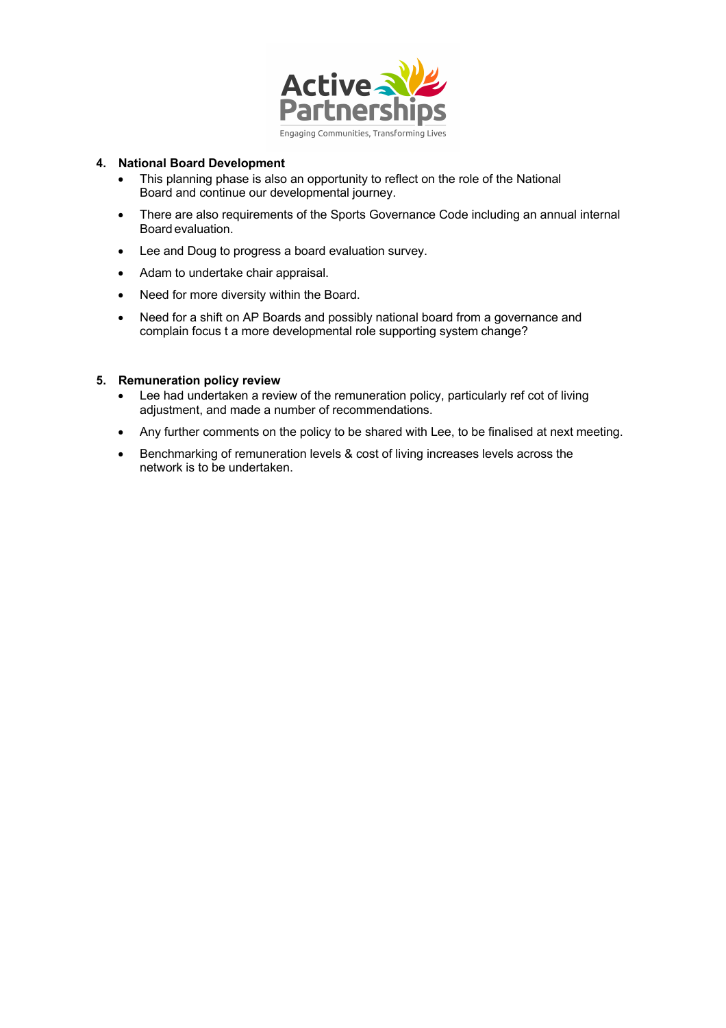## 4. National Board Development

- This planning phase is also an opportunity to reflect on the role of the National Board and continue our developmental journey.
- There are also requirements of the Sports Governance Code including an annual internal Board evaluation.
- Lee and Doug to progress a board evaluation survey.
- Adam to undertake chair appraisal.
- Need for more diversity within the Board.
- Need for a shift on AP Boards and possibly national board from a governance and complain focus t a more developmental role supporting system change?

## 5. Remuneration policy review

- Lee had undertaken a review of the remuneration policy, particularly ref cot of living adjustment, and made a number of recommendations.
- Any further comments on the policy to be shared with Lee, to be finalised at next meeting.
- Benchmarking of remuneration levels & cost of living increases levels across the network is to be undertaken.